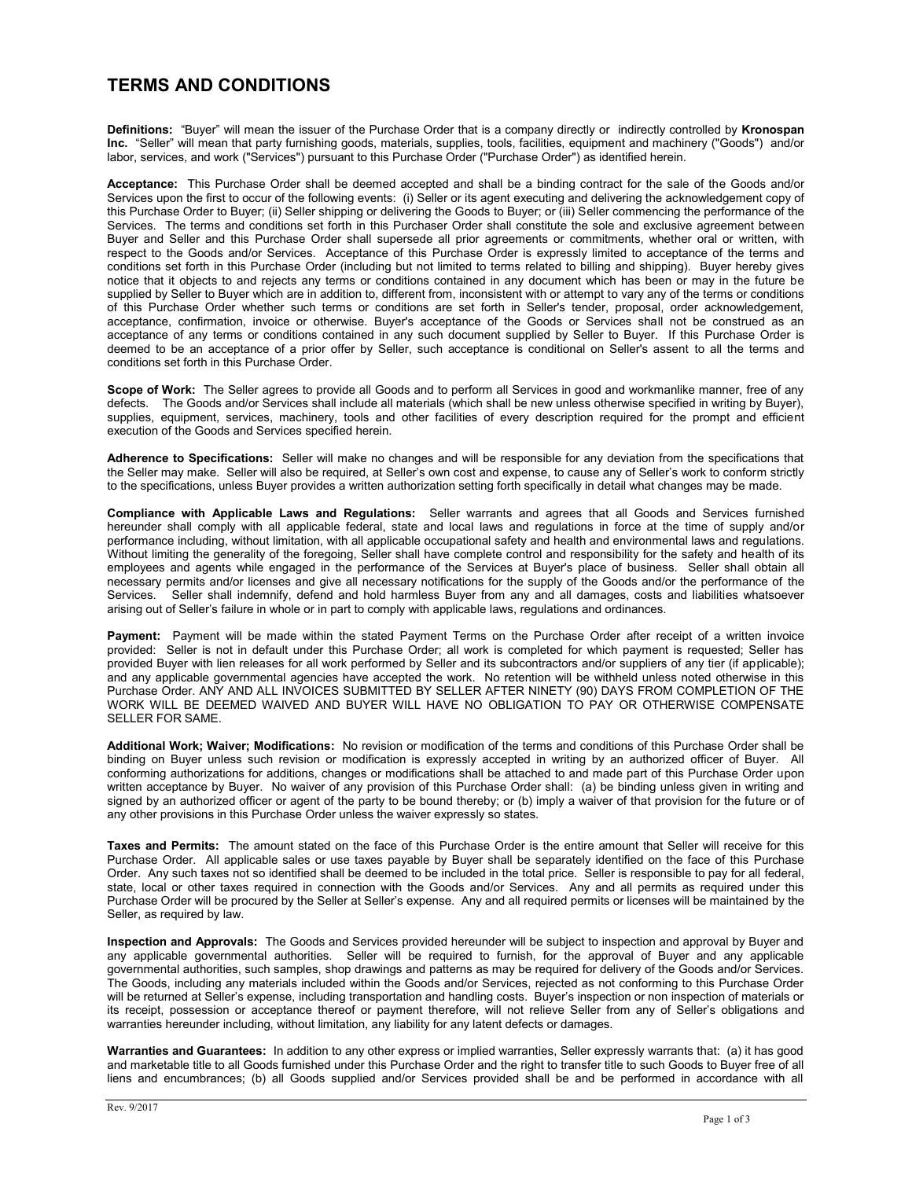# TERMS AND CONDITIONS

**Definitions:** "Buyer" will mean the issuer of the Purchase Order that is a company directly or indirectly controlled by **Kronospan Inc.** "Seller" will mean that party furnishing goods, materials, supplies, tools, facilities, equipment and machinery ("Goods") and/or labor, services, and work ("Services") pursuant to this Purchase Order ("Purchase Order") as identified herein.

**Acceptance:** This Purchase Order shall be deemed accepted and shall be a binding contract for the sale of the Goods and/or Services upon the first to occur of the following events: (i) Seller or its agent executing and delivering the acknowledgement copy of this Purchase Order to Buyer; (ii) Seller shipping or delivering the Goods to Buyer; or (iii) Seller commencing the performance of the Services. The terms and conditions set forth in this Purchaser Order shall constitute the sole and exclusive agreement between Buyer and Seller and this Purchase Order shall supersede all prior agreements or commitments, whether oral or written, with respect to the Goods and/or Services. Acceptance of this Purchase Order is expressly limited to acceptance of the terms and conditions set forth in this Purchase Order (including but not limited to terms related to billing and shipping). Buyer hereby gives notice that it objects to and rejects any terms or conditions contained in any document which has been or may in the future be supplied by Seller to Buyer which are in addition to, different from, inconsistent with or attempt to vary any of the terms or conditions of this Purchase Order whether such terms or conditions are set forth in Seller's tender, proposal, order acknowledgement, acceptance, confirmation, invoice or otherwise. Buyer's acceptance of the Goods or Services shall not be construed as an acceptance of any terms or conditions contained in any such document supplied by Seller to Buyer. If this Purchase Order is deemed to be an acceptance of a prior offer by Seller, such acceptance is conditional on Seller's assent to all the terms and conditions set forth in this Purchase Order.

**Scope of Work:** The Seller agrees to provide all Goods and to perform all Services in good and workmanlike manner, free of any defects. The Goods and/or Services shall include all materials (which shall be new unless otherwise specified in writing by Buyer), supplies, equipment, services, machinery, tools and other facilities of every description required for the prompt and efficient execution of the Goods and Services specified herein.

**Adherence to Specifications:** Seller will make no changes and will be responsible for any deviation from the specifications that the Seller may make. Seller will also be required, at Seller's own cost and expense, to cause any of Seller's work to conform strictly to the specifications, unless Buyer provides a written authorization setting forth specifically in detail what changes may be made.

**Compliance with Applicable Laws and Regulations:** Seller warrants and agrees that all Goods and Services furnished hereunder shall comply with all applicable federal, state and local laws and regulations in force at the time of supply and/or performance including, without limitation, with all applicable occupational safety and health and environmental laws and regulations. Without limiting the generality of the foregoing, Seller shall have complete control and responsibility for the safety and health of its employees and agents while engaged in the performance of the Services at Buyer's place of business. Seller shall obtain all necessary permits and/or licenses and give all necessary notifications for the supply of the Goods and/or the performance of the Services. Seller shall indemnify, defend and hold harmless Buyer from any and all damages, costs and liabilities whatsoever arising out of Seller's failure in whole or in part to comply with applicable laws, regulations and ordinances.

**Payment:** Payment will be made within the stated Payment Terms on the Purchase Order after receipt of a written invoice provided: Seller is not in default under this Purchase Order; all work is completed for which payment is requested; Seller has provided Buyer with lien releases for all work performed by Seller and its subcontractors and/or suppliers of any tier (if applicable); and any applicable governmental agencies have accepted the work. No retention will be withheld unless noted otherwise in this Purchase Order. ANY AND ALL INVOICES SUBMITTED BY SELLER AFTER NINETY (90) DAYS FROM COMPLETION OF THE WORK WILL BE DEEMED WAIVED AND BUYER WILL HAVE NO OBLIGATION TO PAY OR OTHERWISE COMPENSATE SELLER FOR SAME.

**Additional Work; Waiver; Modifications:** No revision or modification of the terms and conditions of this Purchase Order shall be binding on Buyer unless such revision or modification is expressly accepted in writing by an authorized officer of Buyer. All conforming authorizations for additions, changes or modifications shall be attached to and made part of this Purchase Order upon written acceptance by Buyer. No waiver of any provision of this Purchase Order shall: (a) be binding unless given in writing and signed by an authorized officer or agent of the party to be bound thereby; or (b) imply a waiver of that provision for the future or of any other provisions in this Purchase Order unless the waiver expressly so states.

**Taxes and Permits:** The amount stated on the face of this Purchase Order is the entire amount that Seller will receive for this Purchase Order. All applicable sales or use taxes payable by Buyer shall be separately identified on the face of this Purchase Order. Any such taxes not so identified shall be deemed to be included in the total price. Seller is responsible to pay for all federal, state, local or other taxes required in connection with the Goods and/or Services. Any and all permits as required under this Purchase Order will be procured by the Seller at Seller's expense. Any and all required permits or licenses will be maintained by the Seller, as required by law.

**Inspection and Approvals:** The Goods and Services provided hereunder will be subject to inspection and approval by Buyer and any applicable governmental authorities. Seller will be required to furnish, for the approval of Buyer and any applicable governmental authorities, such samples, shop drawings and patterns as may be required for delivery of the Goods and/or Services. The Goods, including any materials included within the Goods and/or Services, rejected as not conforming to this Purchase Order will be returned at Seller's expense, including transportation and handling costs. Buyer's inspection or non inspection of materials or its receipt, possession or acceptance thereof or payment therefore, will not relieve Seller from any of Seller's obligations and warranties hereunder including, without limitation, any liability for any latent defects or damages.

**Warranties and Guarantees:** In addition to any other express or implied warranties, Seller expressly warrants that: (a) it has good and marketable title to all Goods furnished under this Purchase Order and the right to transfer title to such Goods to Buyer free of all liens and encumbrances; (b) all Goods supplied and/or Services provided shall be and be performed in accordance with all

Rev. 9/2017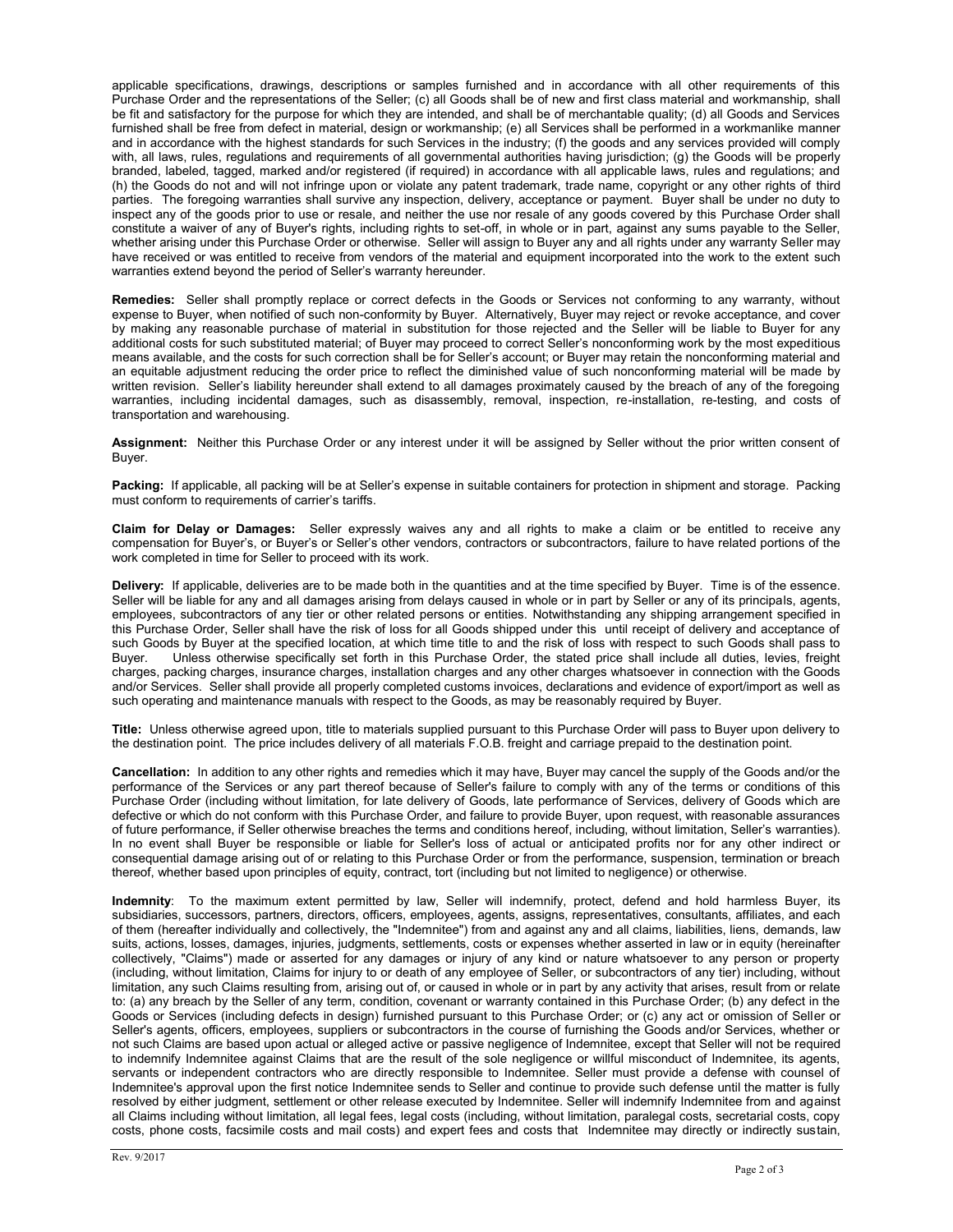applicable specifications, drawings, descriptions or samples furnished and in accordance with all other requirements of this Purchase Order and the representations of the Seller; (c) all Goods shall be of new and first class material and workmanship, shall be fit and satisfactory for the purpose for which they are intended, and shall be of merchantable quality; (d) all Goods and Services furnished shall be free from defect in material, design or workmanship; (e) all Services shall be performed in a workmanlike manner and in accordance with the highest standards for such Services in the industry; (f) the goods and any services provided will comply with, all laws, rules, regulations and requirements of all governmental authorities having jurisdiction; (g) the Goods will be properly branded, labeled, tagged, marked and/or registered (if required) in accordance with all applicable laws, rules and regulations; and (h) the Goods do not and will not infringe upon or violate any patent trademark, trade name, copyright or any other rights of third parties. The foregoing warranties shall survive any inspection, delivery, acceptance or payment. Buyer shall be under no duty to inspect any of the goods prior to use or resale, and neither the use nor resale of any goods covered by this Purchase Order shall constitute a waiver of any of Buyer's rights, including rights to set-off, in whole or in part, against any sums payable to the Seller, whether arising under this Purchase Order or otherwise. Seller will assign to Buyer any and all rights under any warranty Seller may have received or was entitled to receive from vendors of the material and equipment incorporated into the work to the extent such warranties extend beyond the period of Seller's warranty hereunder.

**Remedies:** Seller shall promptly replace or correct defects in the Goods or Services not conforming to any warranty, without expense to Buyer, when notified of such non-conformity by Buyer. Alternatively, Buyer may reject or revoke acceptance, and cover by making any reasonable purchase of material in substitution for those rejected and the Seller will be liable to Buyer for any additional costs for such substituted material; of Buyer may proceed to correct Seller's nonconforming work by the most expeditious means available, and the costs for such correction shall be for Seller's account; or Buyer may retain the nonconforming material and an equitable adjustment reducing the order price to reflect the diminished value of such nonconforming material will be made by written revision. Seller's liability hereunder shall extend to all damages proximately caused by the breach of any of the foregoing warranties, including incidental damages, such as disassembly, removal, inspection, re-installation, re-testing, and costs of transportation and warehousing.

**Assignment:** Neither this Purchase Order or any interest under it will be assigned by Seller without the prior written consent of Buyer.

**Packing:** If applicable, all packing will be at Seller's expense in suitable containers for protection in shipment and storage. Packing must conform to requirements of carrier's tariffs.

**Claim for Delay or Damages:** Seller expressly waives any and all rights to make a claim or be entitled to receive any compensation for Buyer's, or Buyer's or Seller's other vendors, contractors or subcontractors, failure to have related portions of the work completed in time for Seller to proceed with its work.

**Delivery:** If applicable, deliveries are to be made both in the quantities and at the time specified by Buyer. Time is of the essence. Seller will be liable for any and all damages arising from delays caused in whole or in part by Seller or any of its principals, agents, employees, subcontractors of any tier or other related persons or entities. Notwithstanding any shipping arrangement specified in this Purchase Order, Seller shall have the risk of loss for all Goods shipped under this until receipt of delivery and acceptance of such Goods by Buyer at the specified location, at which time title to and the risk of loss with respect to such Goods shall pass to Buyer. Unless otherwise specifically set forth in this Purchase Order, the stated price shall include all duties, levies, freight charges, packing charges, insurance charges, installation charges and any other charges whatsoever in connection with the Goods and/or Services. Seller shall provide all properly completed customs invoices, declarations and evidence of export/import as well as such operating and maintenance manuals with respect to the Goods, as may be reasonably required by Buyer.

**Title:** Unless otherwise agreed upon, title to materials supplied pursuant to this Purchase Order will pass to Buyer upon delivery to the destination point. The price includes delivery of all materials F.O.B. freight and carriage prepaid to the destination point.

**Cancellation:** In addition to any other rights and remedies which it may have, Buyer may cancel the supply of the Goods and/or the performance of the Services or any part thereof because of Seller's failure to comply with any of the terms or conditions of this Purchase Order (including without limitation, for late delivery of Goods, late performance of Services, delivery of Goods which are defective or which do not conform with this Purchase Order, and failure to provide Buyer, upon request, with reasonable assurances of future performance, if Seller otherwise breaches the terms and conditions hereof, including, without limitation, Seller's warranties). In no event shall Buyer be responsible or liable for Seller's loss of actual or anticipated profits nor for any other indirect or consequential damage arising out of or relating to this Purchase Order or from the performance, suspension, termination or breach thereof, whether based upon principles of equity, contract, tort (including but not limited to negligence) or otherwise.

**Indemnity**: To the maximum extent permitted by law, Seller will indemnify, protect, defend and hold harmless Buyer, its subsidiaries, successors, partners, directors, officers, employees, agents, assigns, representatives, consultants, affiliates, and each of them (hereafter individually and collectively, the "Indemnitee") from and against any and all claims, liabilities, liens, demands, law suits, actions, losses, damages, injuries, judgments, settlements, costs or expenses whether asserted in law or in equity (hereinafter collectively, "Claims") made or asserted for any damages or injury of any kind or nature whatsoever to any person or property (including, without limitation, Claims for injury to or death of any employee of Seller, or subcontractors of any tier) including, without limitation, any such Claims resulting from, arising out of, or caused in whole or in part by any activity that arises, result from or relate to: (a) any breach by the Seller of any term, condition, covenant or warranty contained in this Purchase Order; (b) any defect in the Goods or Services (including defects in design) furnished pursuant to this Purchase Order; or (c) any act or omission of Seller or Seller's agents, officers, employees, suppliers or subcontractors in the course of furnishing the Goods and/or Services, whether or not such Claims are based upon actual or alleged active or passive negligence of Indemnitee, except that Seller will not be required to indemnify Indemnitee against Claims that are the result of the sole negligence or willful misconduct of Indemnitee, its agents, servants or independent contractors who are directly responsible to Indemnitee. Seller must provide a defense with counsel of Indemnitee's approval upon the first notice Indemnitee sends to Seller and continue to provide such defense until the matter is fully resolved by either judgment, settlement or other release executed by Indemnitee. Seller will indemnify Indemnitee from and against all Claims including without limitation, all legal fees, legal costs (including, without limitation, paralegal costs, secretarial costs, copy costs, phone costs, facsimile costs and mail costs) and expert fees and costs that Indemnitee may directly or indirectly sustain,

Rev. 9/2017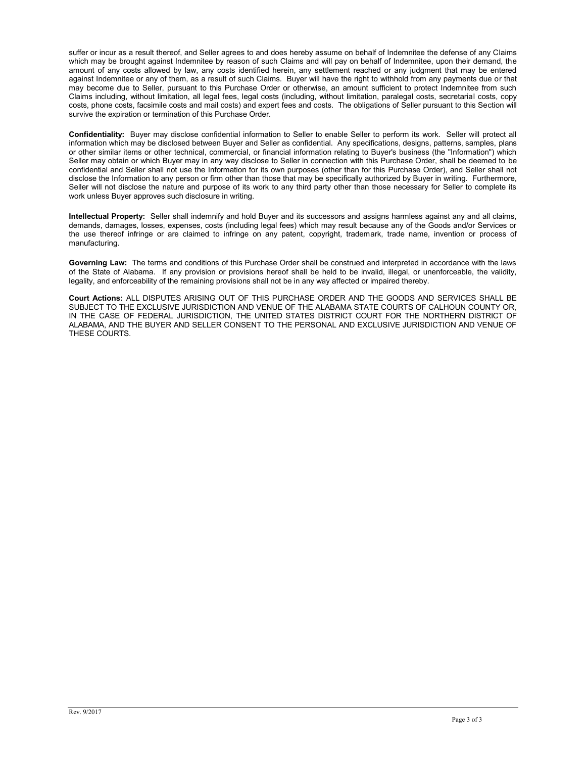suffer or incur as a result thereof, and Seller agrees to and does hereby assume on behalf of Indemnitee the defense of any Claims which may be brought against Indemnitee by reason of such Claims and will pay on behalf of Indemnitee, upon their demand, the amount of any costs allowed by law, any costs identified herein, any settlement reached or any judgment that may be entered against Indemnitee or any of them, as a result of such Claims. Buyer will have the right to withhold from any payments due or that may become due to Seller, pursuant to this Purchase Order or otherwise, an amount sufficient to protect Indemnitee from such Claims including, without limitation, all legal fees, legal costs (including, without limitation, paralegal costs, secretarial costs, copy costs, phone costs, facsimile costs and mail costs) and expert fees and costs. The obligations of Seller pursuant to this Section will survive the expiration or termination of this Purchase Order.

**Confidentiality:** Buyer may disclose confidential information to Seller to enable Seller to perform its work. Seller will protect all information which may be disclosed between Buyer and Seller as confidential. Any specifications, designs, patterns, samples, plans or other similar items or other technical, commercial, or financial information relating to Buyer's business (the "Information") which Seller may obtain or which Buyer may in any way disclose to Seller in connection with this Purchase Order, shall be deemed to be confidential and Seller shall not use the Information for its own purposes (other than for this Purchase Order), and Seller shall not disclose the Information to any person or firm other than those that may be specifically authorized by Buyer in writing. Furthermore, Seller will not disclose the nature and purpose of its work to any third party other than those necessary for Seller to complete its work unless Buyer approves such disclosure in writing.

**Intellectual Property:** Seller shall indemnify and hold Buyer and its successors and assigns harmless against any and all claims, demands, damages, losses, expenses, costs (including legal fees) which may result because any of the Goods and/or Services or the use thereof infringe or are claimed to infringe on any patent, copyright, trademark, trade name, invention or process of manufacturing.

**Governing Law:** The terms and conditions of this Purchase Order shall be construed and interpreted in accordance with the laws of the State of Alabama. If any provision or provisions hereof shall be held to be invalid, illegal, or unenforceable, the validity, legality, and enforceability of the remaining provisions shall not be in any way affected or impaired thereby.

**Court Actions:** ALL DISPUTES ARISING OUT OF THIS PURCHASE ORDER AND THE GOODS AND SERVICES SHALL BE SUBJECT TO THE EXCLUSIVE JURISDICTION AND VENUE OF THE ALABAMA STATE COURTS OF CALHOUN COUNTY OR, IN THE CASE OF FEDERAL JURISDICTION, THE UNITED STATES DISTRICT COURT FOR THE NORTHERN DISTRICT OF ALABAMA, AND THE BUYER AND SELLER CONSENT TO THE PERSONAL AND EXCLUSIVE JURISDICTION AND VENUE OF THESE COURTS.

Rev. 9/2017